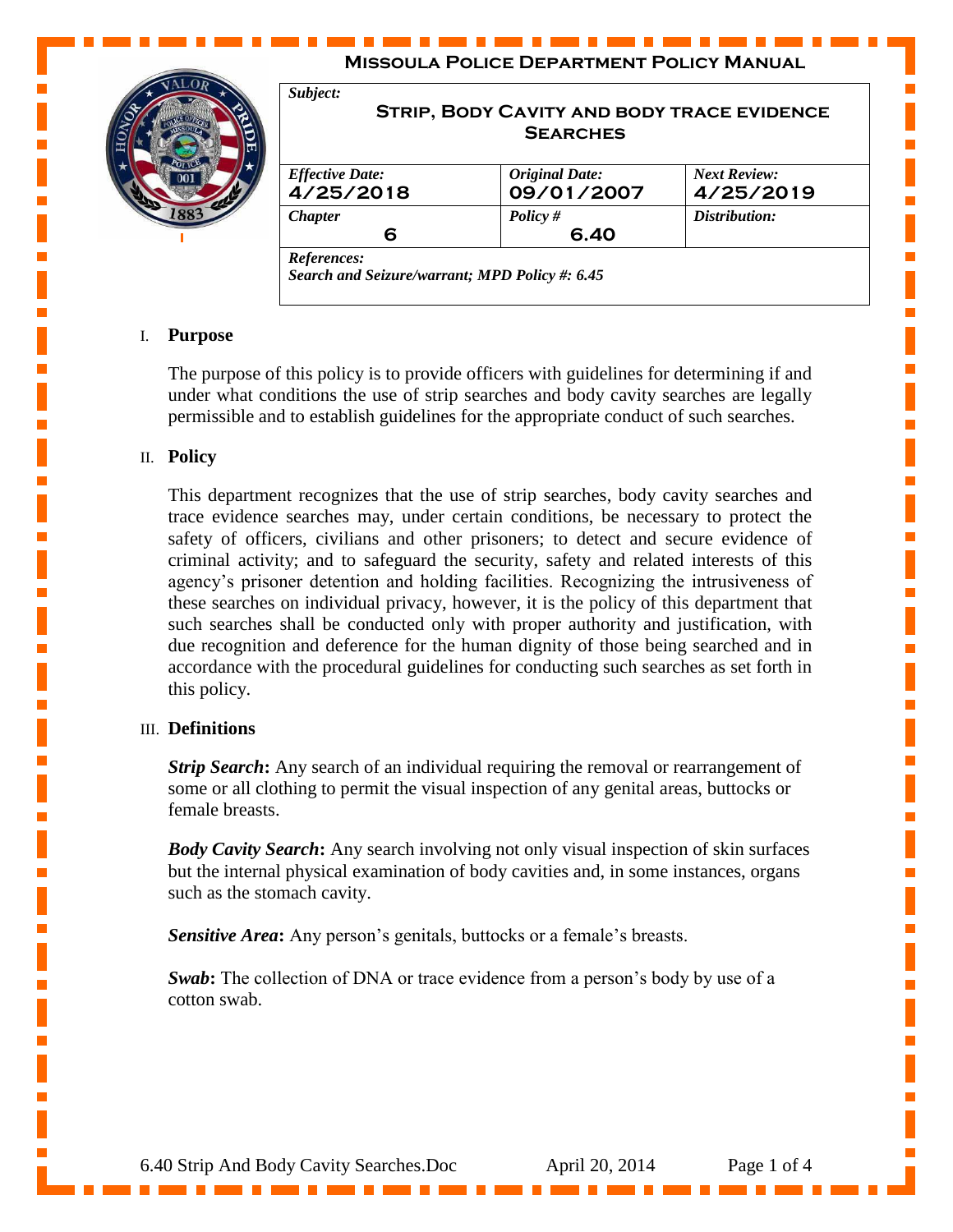**Missoula Police Department Policy Manual**

| *Subject:* **Strip, Body Cavity and body trace evidence Searches** | | |
|---|---|---|
| *Effective Date:* 4/25/2018 | *Original Date:* 09/01/2007 | *Next Review:* 4/25/2019 |
| *Chapter* 6 | *Policy #* 6.40 | *Distribution:* |
| *References:* *Search and Seizure/warrant; MPD Policy #: 6.45* | | |

## I. Purpose

The purpose of this policy is to provide officers with guidelines for determining if and under what conditions the use of strip searches and body cavity searches are legally permissible and to establish guidelines for the appropriate conduct of such searches.

## II. Policy

This department recognizes that the use of strip searches, body cavity searches and trace evidence searches may, under certain conditions, be necessary to protect the safety of officers, civilians and other prisoners; to detect and secure evidence of criminal activity; and to safeguard the security, safety and related interests of this agency's prisoner detention and holding facilities. Recognizing the intrusiveness of these searches on individual privacy, however, it is the policy of this department that such searches shall be conducted only with proper authority and justification, with due recognition and deference for the human dignity of those being searched and in accordance with the procedural guidelines for conducting such searches as set forth in this policy.

## III. Definitions

***Strip Search*:** Any search of an individual requiring the removal or rearrangement of some or all clothing to permit the visual inspection of any genital areas, buttocks or female breasts.

***Body Cavity Search*:** Any search involving not only visual inspection of skin surfaces but the internal physical examination of body cavities and, in some instances, organs such as the stomach cavity.

***Sensitive Area*:** Any person's genitals, buttocks or a female's breasts.

***Swab*:** The collection of DNA or trace evidence from a person's body by use of a cotton swab.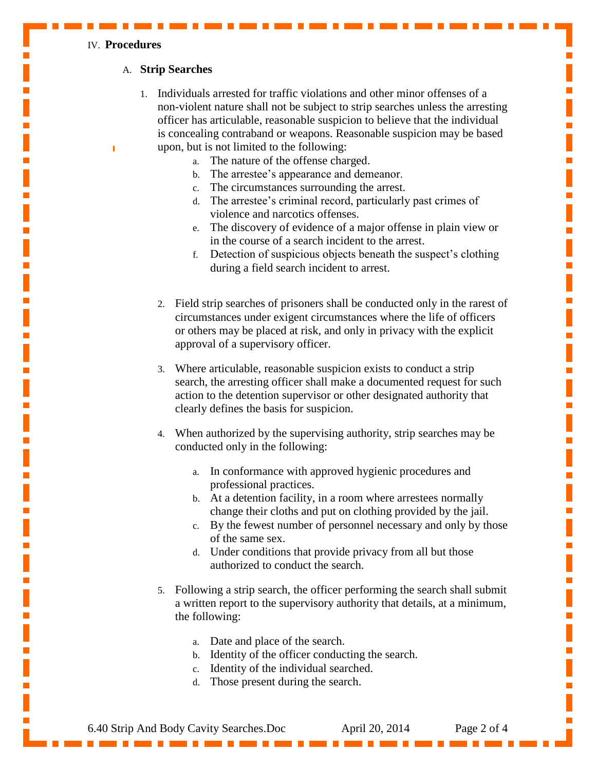IV. **Procedures**

A. **Strip Searches**

1. Individuals arrested for traffic violations and other minor offenses of a non-violent nature shall not be subject to strip searches unless the arresting officer has articulable, reasonable suspicion to believe that the individual is concealing contraband or weapons. Reasonable suspicion may be based upon, but is not limited to the following:
   a. The nature of the offense charged.
   b. The arrestee's appearance and demeanor.
   c. The circumstances surrounding the arrest.
   d. The arrestee's criminal record, particularly past crimes of violence and narcotics offenses.
   e. The discovery of evidence of a major offense in plain view or in the course of a search incident to the arrest.
   f. Detection of suspicious objects beneath the suspect's clothing during a field search incident to arrest.

2. Field strip searches of prisoners shall be conducted only in the rarest of circumstances under exigent circumstances where the life of officers or others may be placed at risk, and only in privacy with the explicit approval of a supervisory officer.

3. Where articulable, reasonable suspicion exists to conduct a strip search, the arresting officer shall make a documented request for such action to the detention supervisor or other designated authority that clearly defines the basis for suspicion.

4. When authorized by the supervising authority, strip searches may be conducted only in the following:

   a. In conformance with approved hygienic procedures and professional practices.
   b. At a detention facility, in a room where arrestees normally change their cloths and put on clothing provided by the jail.
   c. By the fewest number of personnel necessary and only by those of the same sex.
   d. Under conditions that provide privacy from all but those authorized to conduct the search.

5. Following a strip search, the officer performing the search shall submit a written report to the supervisory authority that details, at a minimum, the following:

   a. Date and place of the search.
   b. Identity of the officer conducting the search.
   c. Identity of the individual searched.
   d. Those present during the search.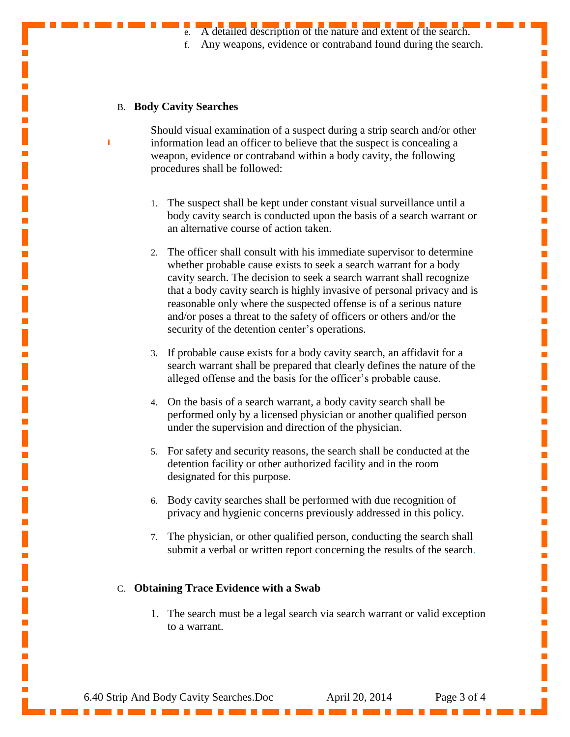e. A detailed description of the nature and extent of the search.
f. Any weapons, evidence or contraband found during the search.

## B. Body Cavity Searches

Should visual examination of a suspect during a strip search and/or other information lead an officer to believe that the suspect is concealing a weapon, evidence or contraband within a body cavity, the following procedures shall be followed:

1. The suspect shall be kept under constant visual surveillance until a body cavity search is conducted upon the basis of a search warrant or an alternative course of action taken.

2. The officer shall consult with his immediate supervisor to determine whether probable cause exists to seek a search warrant for a body cavity search. The decision to seek a search warrant shall recognize that a body cavity search is highly invasive of personal privacy and is reasonable only where the suspected offense is of a serious nature and/or poses a threat to the safety of officers or others and/or the security of the detention center's operations.

3. If probable cause exists for a body cavity search, an affidavit for a search warrant shall be prepared that clearly defines the nature of the alleged offense and the basis for the officer's probable cause.

4. On the basis of a search warrant, a body cavity search shall be performed only by a licensed physician or another qualified person under the supervision and direction of the physician.

5. For safety and security reasons, the search shall be conducted at the detention facility or other authorized facility and in the room designated for this purpose.

6. Body cavity searches shall be performed with due recognition of privacy and hygienic concerns previously addressed in this policy.

7. The physician, or other qualified person, conducting the search shall submit a verbal or written report concerning the results of the search.

## C. Obtaining Trace Evidence with a Swab

1. The search must be a legal search via search warrant or valid exception to a warrant.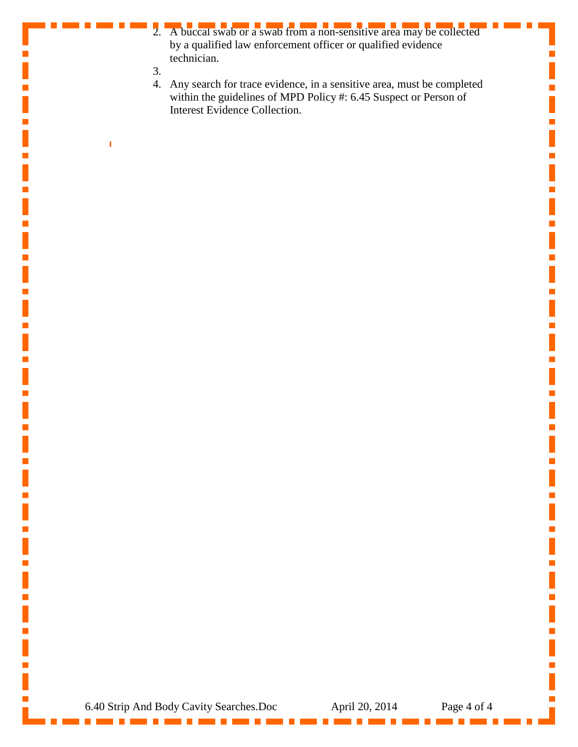2. A buccal swab or a swab from a non-sensitive area may be collected by a qualified law enforcement officer or qualified evidence technician.
3. 
4. Any search for trace evidence, in a sensitive area, must be completed within the guidelines of MPD Policy #: 6.45 Suspect or Person of Interest Evidence Collection.